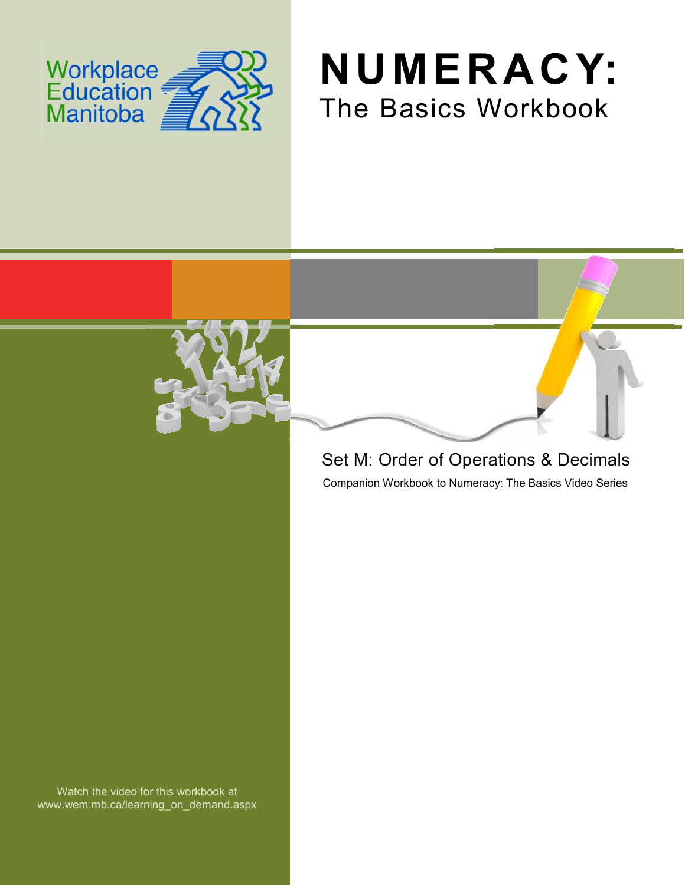Workplace Education Manitoba

# NUMERACY:

## The Basics Workbook

### Set M: Order of Operations & Decimals

Companion Workbook to Numeracy: The Basics Video Series

Watch the video for this workbook at
www.wem.mb.ca/learning_on_demand.aspx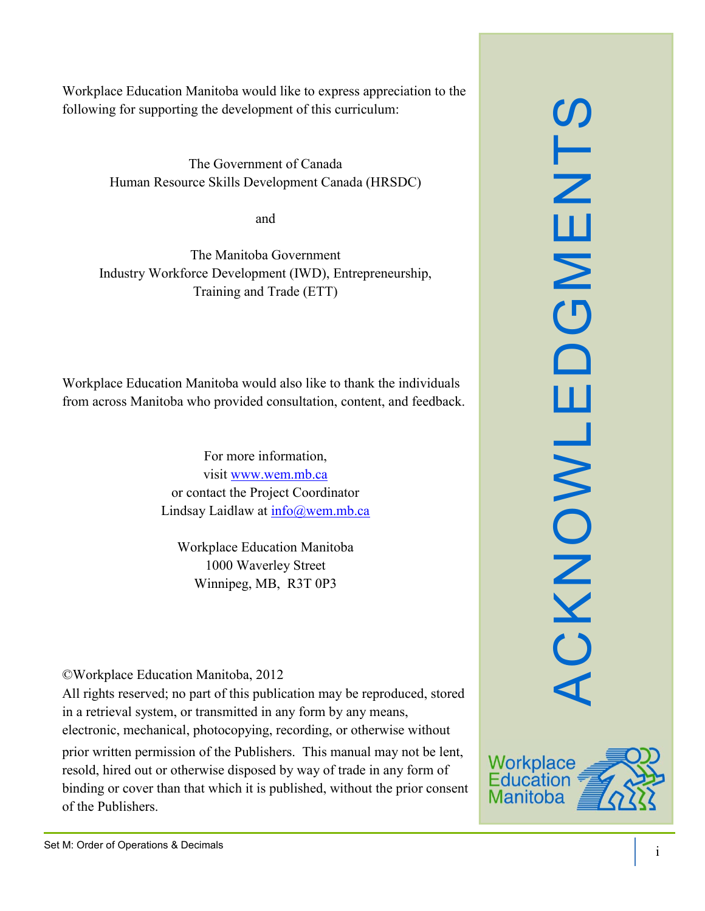# ACKNOWLEDGMENTS

Workplace Education Manitoba would like to express appreciation to the following for supporting the development of this curriculum:

The Government of Canada
Human Resource Skills Development Canada (HRSDC)

and

The Manitoba Government
Industry Workforce Development (IWD), Entrepreneurship, Training and Trade (ETT)

Workplace Education Manitoba would also like to thank the individuals from across Manitoba who provided consultation, content, and feedback.

For more information,
visit www.wem.mb.ca
or contact the Project Coordinator
Lindsay Laidlaw at info@wem.mb.ca

Workplace Education Manitoba
1000 Waverley Street
Winnipeg, MB, R3T 0P3

©Workplace Education Manitoba, 2012
All rights reserved; no part of this publication may be reproduced, stored in a retrieval system, or transmitted in any form by any means, electronic, mechanical, photocopying, recording, or otherwise without prior written permission of the Publishers. This manual may not be lent, resold, hired out or otherwise disposed by way of trade in any form of binding or cover than that which it is published, without the prior consent of the Publishers.

Workplace Education Manitoba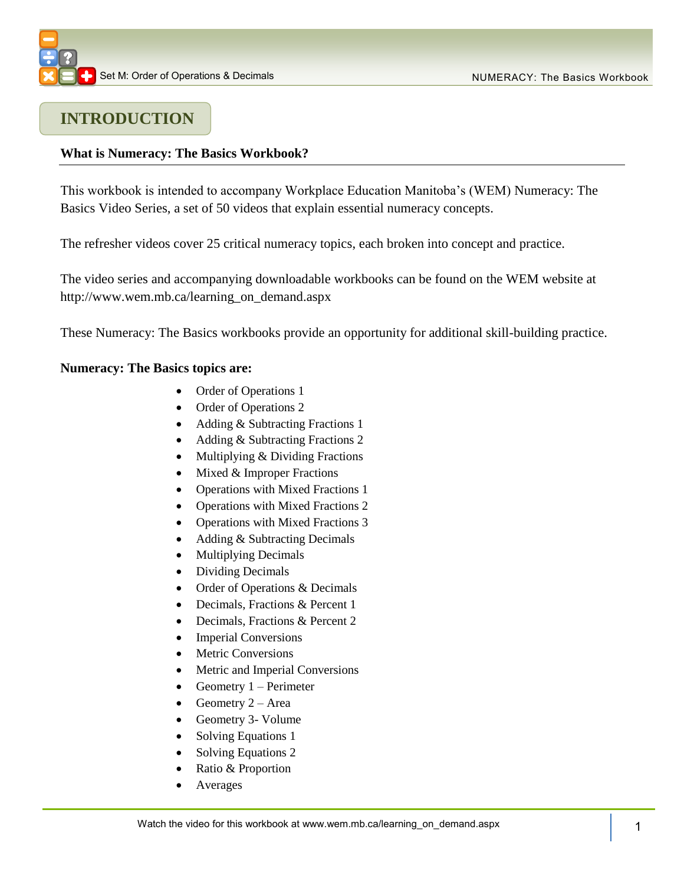# INTRODUCTION

**What is Numeracy: The Basics Workbook?**

This workbook is intended to accompany Workplace Education Manitoba's (WEM) Numeracy: The Basics Video Series, a set of 50 videos that explain essential numeracy concepts.

The refresher videos cover 25 critical numeracy topics, each broken into concept and practice.

The video series and accompanying downloadable workbooks can be found on the WEM website at http://www.wem.mb.ca/learning_on_demand.aspx

These Numeracy: The Basics workbooks provide an opportunity for additional skill-building practice.

**Numeracy: The Basics topics are:**

- Order of Operations 1
- Order of Operations 2
- Adding & Subtracting Fractions 1
- Adding & Subtracting Fractions 2
- Multiplying & Dividing Fractions
- Mixed & Improper Fractions
- Operations with Mixed Fractions 1
- Operations with Mixed Fractions 2
- Operations with Mixed Fractions 3
- Adding & Subtracting Decimals
- Multiplying Decimals
- Dividing Decimals
- Order of Operations & Decimals
- Decimals, Fractions & Percent 1
- Decimals, Fractions & Percent 2
- Imperial Conversions
- Metric Conversions
- Metric and Imperial Conversions
- Geometry 1 – Perimeter
- Geometry 2 – Area
- Geometry 3- Volume
- Solving Equations 1
- Solving Equations 2
- Ratio & Proportion
- Averages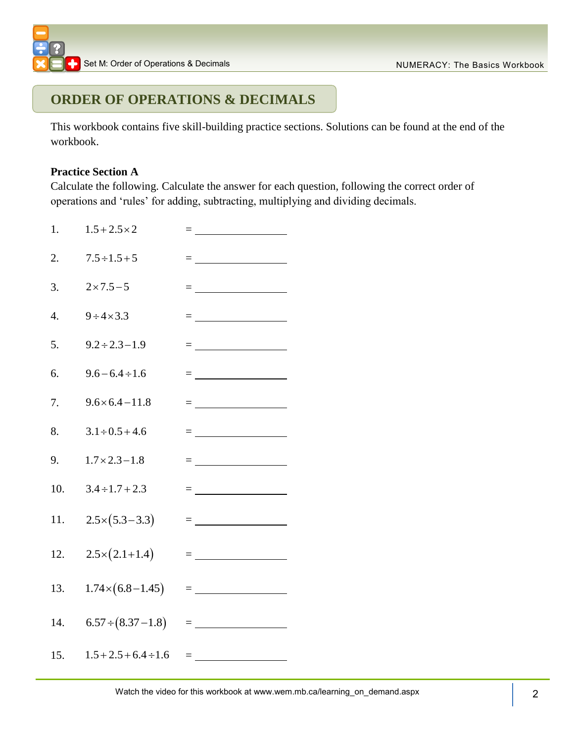## ORDER OF OPERATIONS & DECIMALS

This workbook contains five skill-building practice sections. Solutions can be found at the end of the workbook.

**Practice Section A**

Calculate the following. Calculate the answer for each question, following the correct order of operations and 'rules' for adding, subtracting, multiplying and dividing decimals.

1. $1.5 + 2.5 \times 2$ = ____________
2. $7.5 \div 1.5 + 5$ = ____________
3. $2 \times 7.5 - 5$ = ____________
4. $9 \div 4 \times 3.3$ = ____________
5. $9.2 \div 2.3 - 1.9$ = ____________
6. $9.6 - 6.4 \div 1.6$ = ____________
7. $9.6 \times 6.4 - 11.8$ = ____________
8. $3.1 \div 0.5 + 4.6$ = ____________
9. $1.7 \times 2.3 - 1.8$ = ____________
10. $3.4 \div 1.7 + 2.3$ = ____________
11. $2.5 \times (5.3 - 3.3)$ = ____________
12. $2.5 \times (2.1 + 1.4)$ = ____________
13. $1.74 \times (6.8 - 1.45)$ = ____________
14. $6.57 \div (8.37 - 1.8)$ = ____________
15. $1.5 + 2.5 + 6.4 \div 1.6$ = ____________

Watch the video for this workbook at www.wem.mb.ca/learning_on_demand.aspx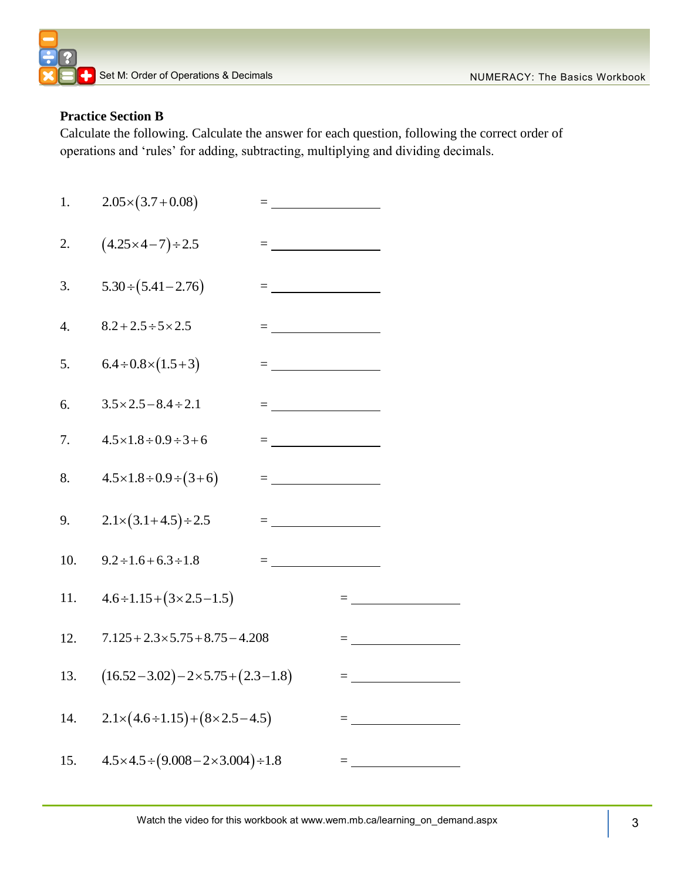**Practice Section B**

Calculate the following. Calculate the answer for each question, following the correct order of operations and ‘rules’ for adding, subtracting, multiplying and dividing decimals.

1. $2.05 \times (3.7 + 0.08)$ = ______________

2. $(4.25 \times 4 - 7) \div 2.5$ = ______________

3. $5.30 \div (5.41 - 2.76)$ = ______________

4. $8.2 + 2.5 \div 5 \times 2.5$ = ______________

5. $6.4 \div 0.8 \times (1.5 + 3)$ = ______________

6. $3.5 \times 2.5 - 8.4 \div 2.1$ = ______________

7. $4.5 \times 1.8 \div 0.9 \div 3 + 6$ = ______________

8. $4.5 \times 1.8 \div 0.9 \div (3 + 6)$ = ______________

9. $2.1 \times (3.1 + 4.5) \div 2.5$ = ______________

10. $9.2 \div 1.6 + 6.3 \div 1.8$ = ______________

11. $4.6 \div 1.15 + (3 \times 2.5 - 1.5)$ = ______________

12. $7.125 + 2.3 \times 5.75 + 8.75 - 4.208$ = ______________

13. $(16.52 - 3.02) - 2 \times 5.75 + (2.3 - 1.8)$ = ______________

14. $2.1 \times (4.6 \div 1.15) + (8 \times 2.5 - 4.5)$ = ______________

15. $4.5 \times 4.5 \div (9.008 - 2 \times 3.004) \div 1.8$ = ______________

Watch the video for this workbook at www.wem.mb.ca/learning_on_demand.aspx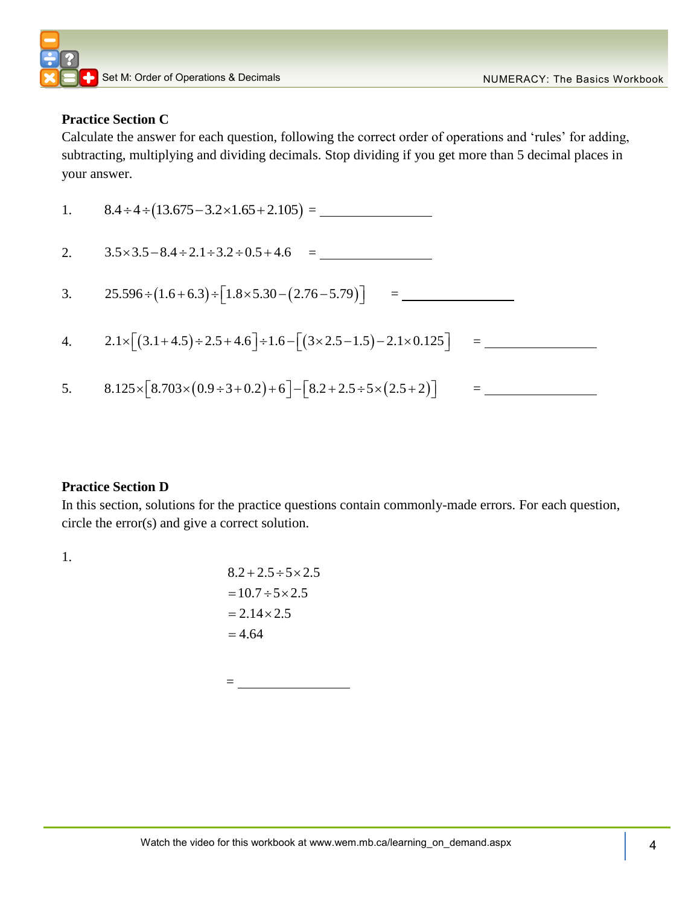**Practice Section C**

Calculate the answer for each question, following the correct order of operations and 'rules' for adding, subtracting, multiplying and dividing decimals. Stop dividing if you get more than 5 decimal places in your answer.

1. $8.4 \div 4 \div (13.675 - 3.2 \times 1.65 + 2.105)$ = ______________

2. $3.5 \times 3.5 - 8.4 \div 2.1 \div 3.2 \div 0.5 + 4.6$ = ______________

3. $25.596 \div (1.6 + 6.3) \div [1.8 \times 5.30 - (2.76 - 5.79)]$ = ______________

4. $2.1 \times [(3.1 + 4.5) \div 2.5 + 4.6] \div 1.6 - [(3 \times 2.5 - 1.5) - 2.1 \times 0.125]$ = ______________

5. $8.125 \times [8.703 \times (0.9 \div 3 + 0.2) + 6] - [8.2 + 2.5 \div 5 \times (2.5 + 2)]$ = ______________

**Practice Section D**

In this section, solutions for the practice questions contain commonly-made errors. For each question, circle the error(s) and give a correct solution.

1.

$$
\begin{aligned}
& 8.2 + 2.5 \div 5 \times 2.5 \\
& = 10.7 \div 5 \times 2.5 \\
& = 2.14 \times 2.5 \\
& = 4.64
\end{aligned}
$$

= ______________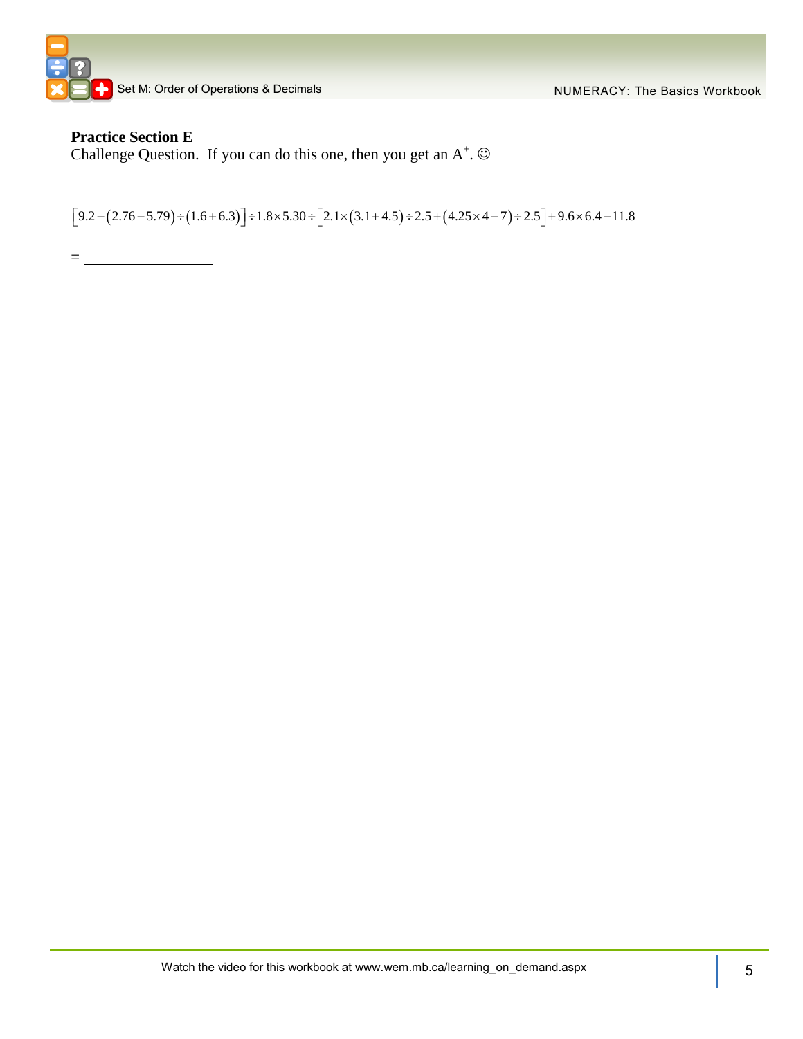**Practice Section E**

Challenge Question. If you can do this one, then you get an A⁺. ☺

$$\left[9.2-(2.76-5.79)\div(1.6+6.3)\right]\div1.8\times5.30\div\left[2.1\times(3.1+4.5)\div2.5+(4.25\times4-7)\div2.5\right]+9.6\times6.4-11.8$$

= ________________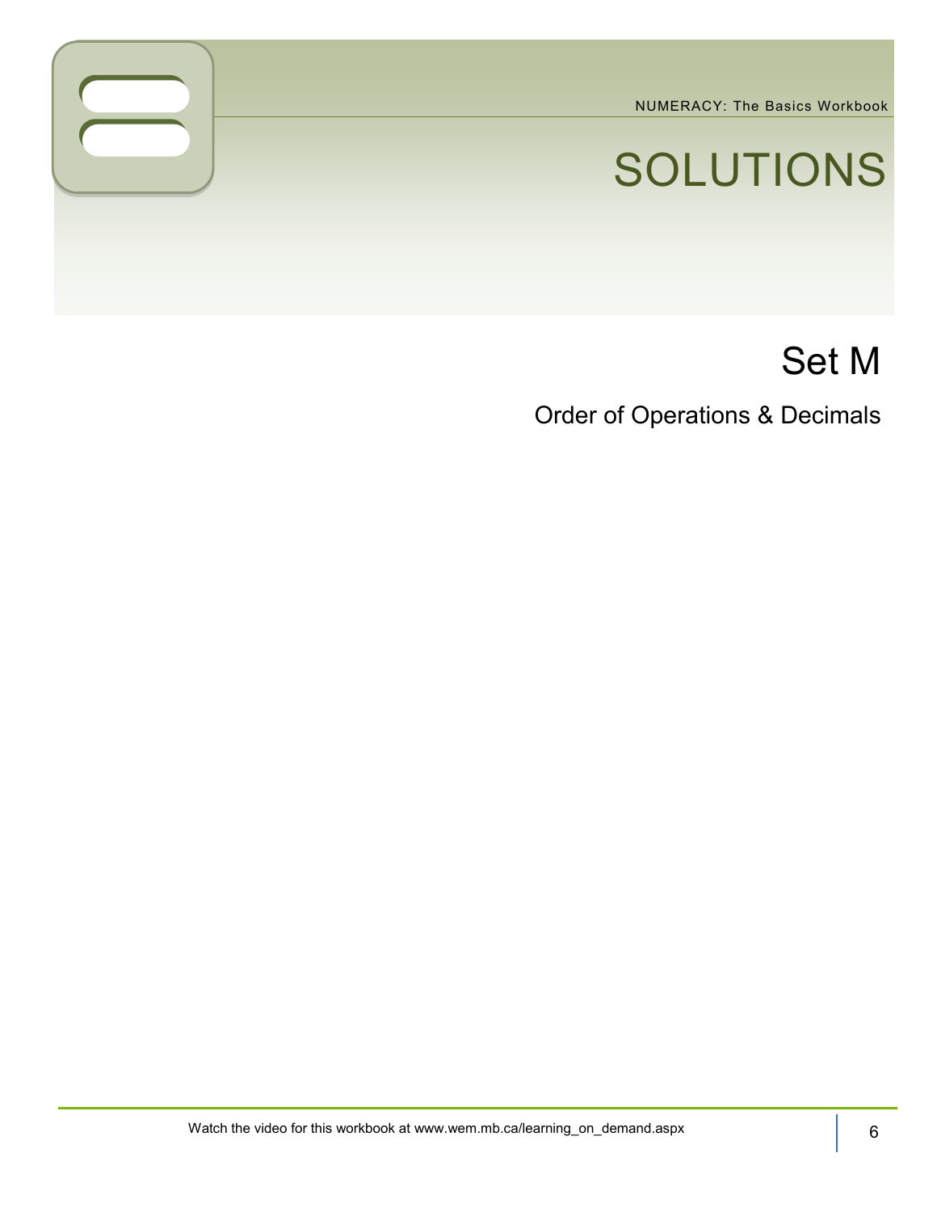# SOLUTIONS

## Set M

### Order of Operations & Decimals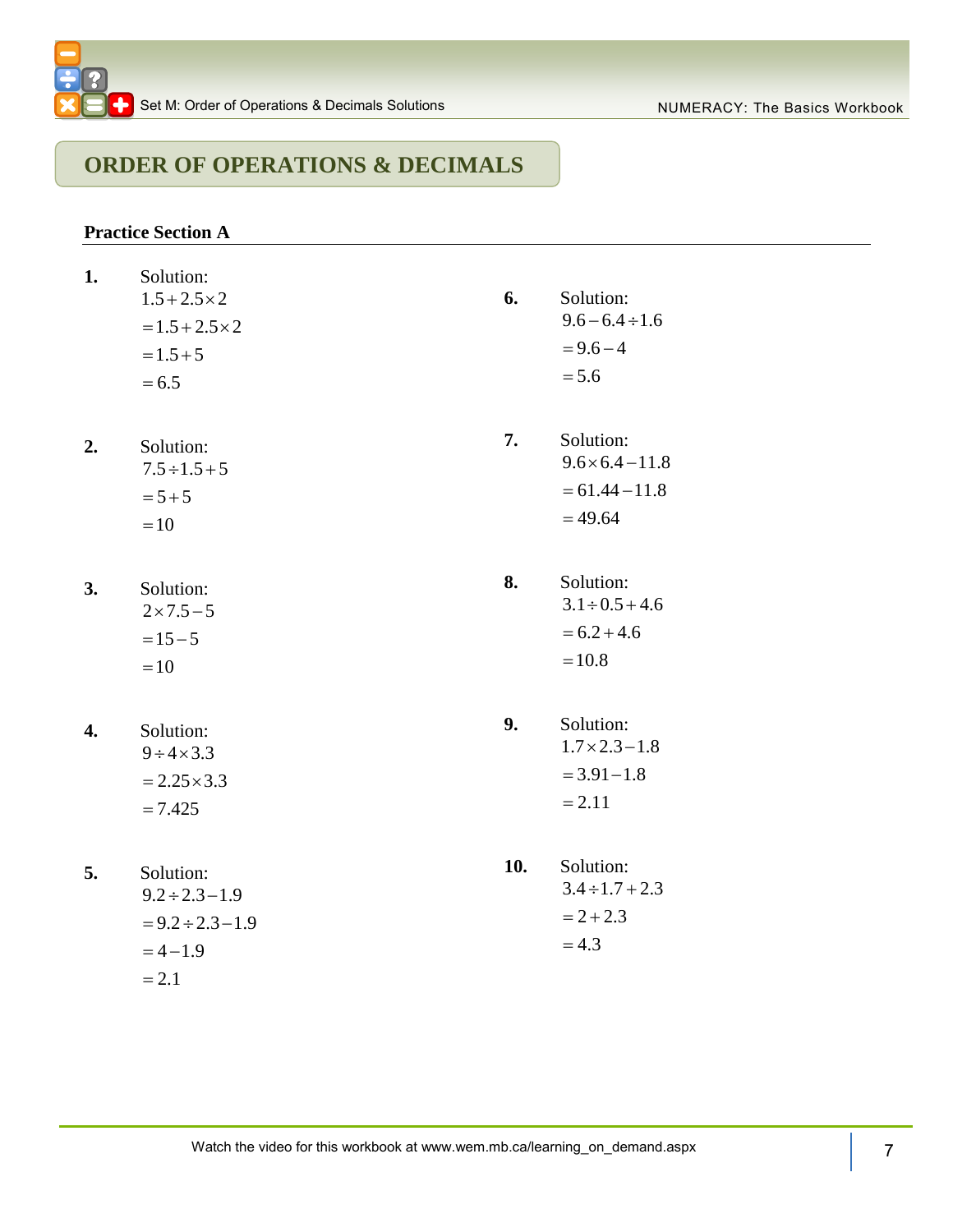# ORDER OF OPERATIONS & DECIMALS

## Practice Section A

**1.** Solution:

$1.5+2.5\times 2$

$=1.5+2.5\times 2$

$=1.5+5$

$=6.5$

**2.** Solution:

$7.5\div 1.5+5$

$=5+5$

$=10$

**3.** Solution:

$2\times 7.5-5$

$=15-5$

$=10$

**4.** Solution:

$9\div 4\times 3.3$

$=2.25\times 3.3$

$=7.425$

**5.** Solution:

$9.2\div 2.3-1.9$

$=9.2\div 2.3-1.9$

$=4-1.9$

$=2.1$

**6.** Solution:

$9.6-6.4\div 1.6$

$=9.6-4$

$=5.6$

**7.** Solution:

$9.6\times 6.4-11.8$

$=61.44-11.8$

$=49.64$

**8.** Solution:

$3.1\div 0.5+4.6$

$=6.2+4.6$

$=10.8$

**9.** Solution:

$1.7\times 2.3-1.8$

$=3.91-1.8$

$=2.11$

**10.** Solution:

$3.4\div 1.7+2.3$

$=2+2.3$

$=4.3$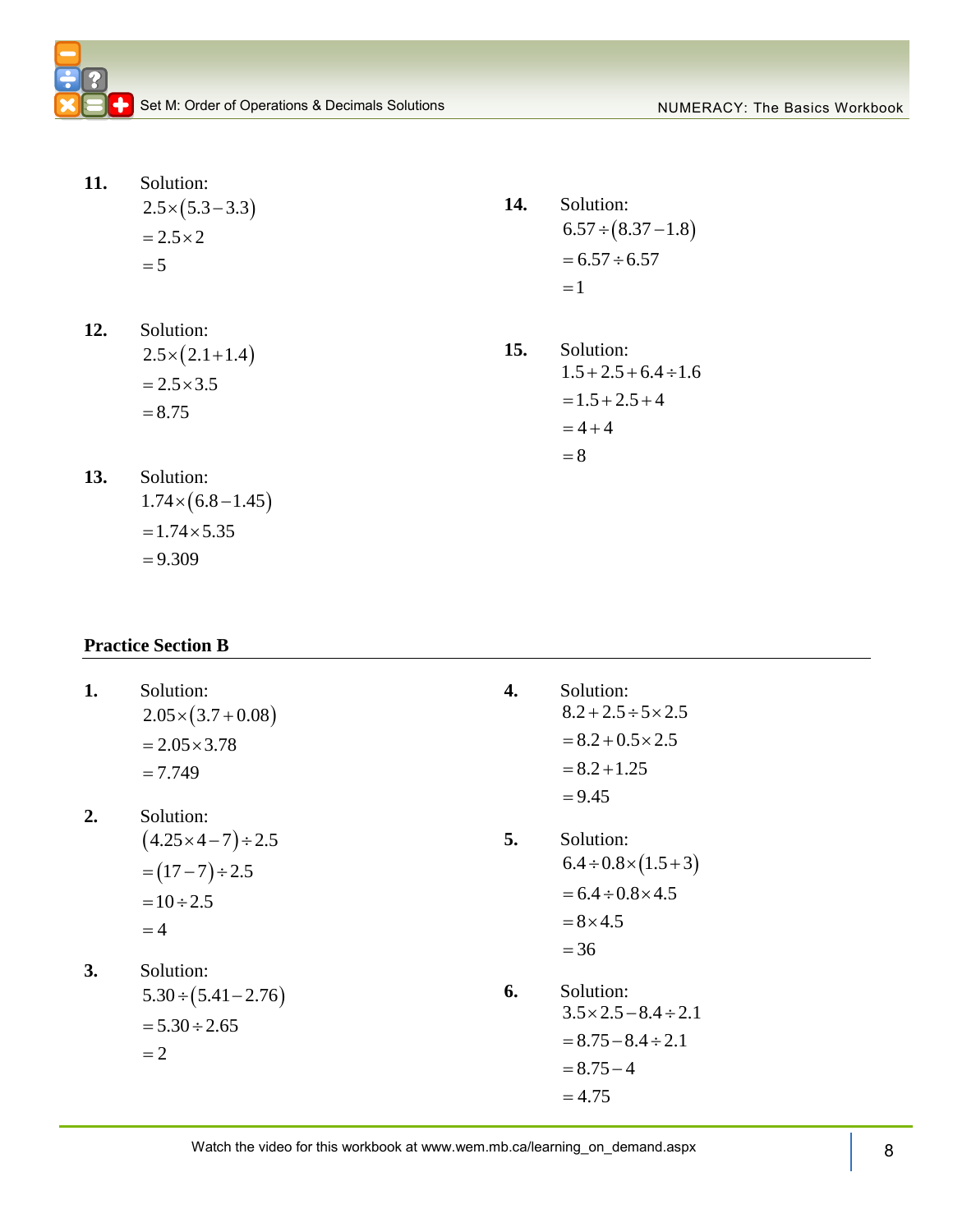**11.** Solution:

$$2.5\times(5.3-3.3)$$
$$=2.5\times 2$$
$$=5$$

**12.** Solution:

$$2.5\times(2.1+1.4)$$
$$=2.5\times 3.5$$
$$=8.75$$

**13.** Solution:

$$1.74\times(6.8-1.45)$$
$$=1.74\times 5.35$$
$$=9.309$$

**14.** Solution:

$$6.57\div(8.37-1.8)$$
$$=6.57\div 6.57$$
$$=1$$

**15.** Solution:

$$1.5+2.5+6.4\div 1.6$$
$$=1.5+2.5+4$$
$$=4+4$$
$$=8$$

## Practice Section B

**1.** Solution:

$$2.05\times(3.7+0.08)$$
$$=2.05\times 3.78$$
$$=7.749$$

**2.** Solution:

$$(4.25\times 4-7)\div 2.5$$
$$=(17-7)\div 2.5$$
$$=10\div 2.5$$
$$=4$$

**3.** Solution:

$$5.30\div(5.41-2.76)$$
$$=5.30\div 2.65$$
$$=2$$

**4.** Solution:

$$8.2+2.5\div 5\times 2.5$$
$$=8.2+0.5\times 2.5$$
$$=8.2+1.25$$
$$=9.45$$

**5.** Solution:

$$6.4\div 0.8\times(1.5+3)$$
$$=6.4\div 0.8\times 4.5$$
$$=8\times 4.5$$
$$=36$$

**6.** Solution:

$$3.5\times 2.5-8.4\div 2.1$$
$$=8.75-8.4\div 2.1$$
$$=8.75-4$$
$$=4.75$$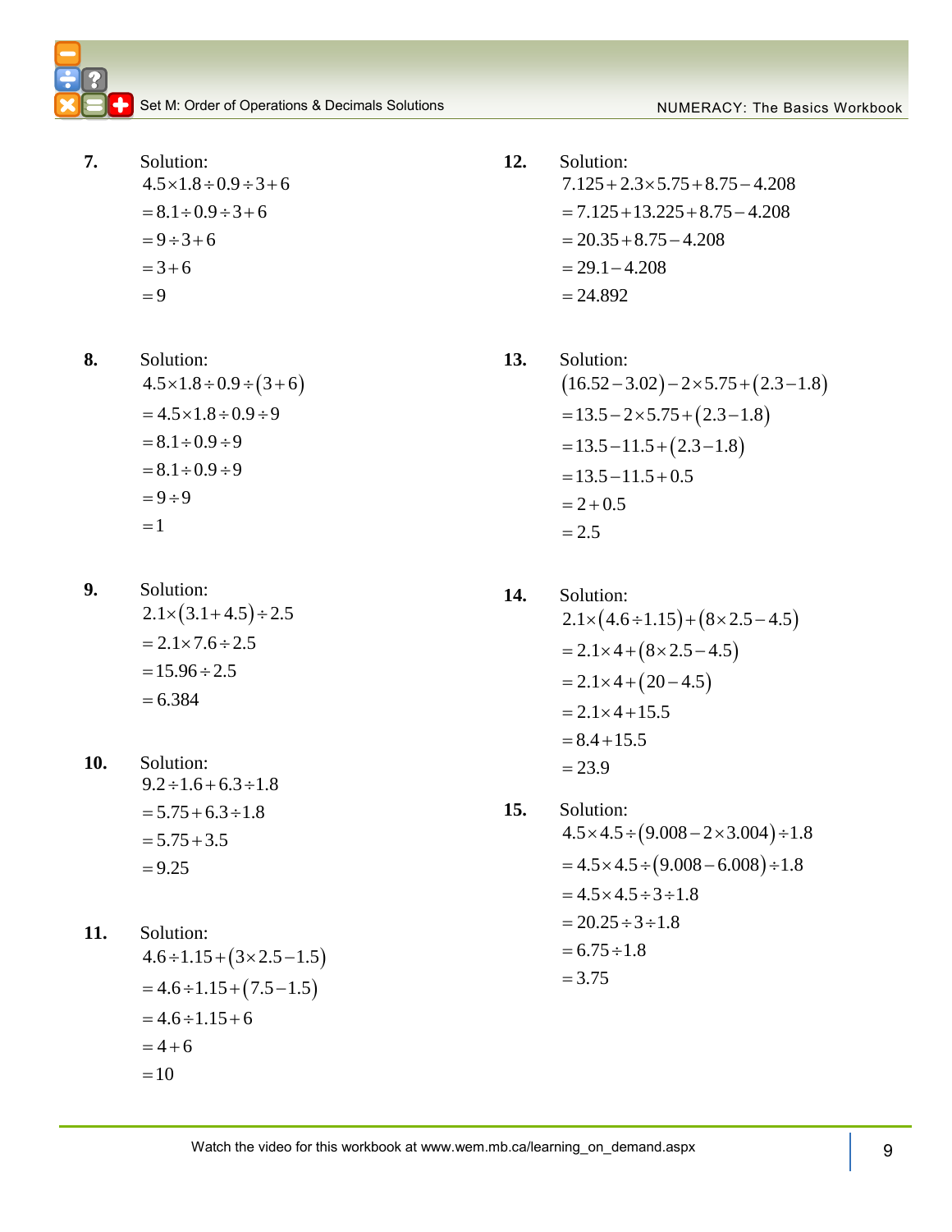**7.** Solution:

$$
\begin{aligned}
&4.5\times1.8\div0.9\div3+6\\
&=8.1\div0.9\div3+6\\
&=9\div3+6\\
&=3+6\\
&=9
\end{aligned}
$$

**8.** Solution:

$$
\begin{aligned}
&4.5\times1.8\div0.9\div(3+6)\\
&=4.5\times1.8\div0.9\div9\\
&=8.1\div0.9\div9\\
&=8.1\div0.9\div9\\
&=9\div9\\
&=1
\end{aligned}
$$

**9.** Solution:

$$
\begin{aligned}
&2.1\times(3.1+4.5)\div2.5\\
&=2.1\times7.6\div2.5\\
&=15.96\div2.5\\
&=6.384
\end{aligned}
$$

**10.** Solution:

$$
\begin{aligned}
&9.2\div1.6+6.3\div1.8\\
&=5.75+6.3\div1.8\\
&=5.75+3.5\\
&=9.25
\end{aligned}
$$

**11.** Solution:

$$
\begin{aligned}
&4.6\div1.15+(3\times2.5-1.5)\\
&=4.6\div1.15+(7.5-1.5)\\
&=4.6\div1.15+6\\
&=4+6\\
&=10
\end{aligned}
$$

**12.** Solution:

$$
\begin{aligned}
&7.125+2.3\times5.75+8.75-4.208\\
&=7.125+13.225+8.75-4.208\\
&=20.35+8.75-4.208\\
&=29.1-4.208\\
&=24.892
\end{aligned}
$$

**13.** Solution:

$$
\begin{aligned}
&(16.52-3.02)-2\times5.75+(2.3-1.8)\\
&=13.5-2\times5.75+(2.3-1.8)\\
&=13.5-11.5+(2.3-1.8)\\
&=13.5-11.5+0.5\\
&=2+0.5\\
&=2.5
\end{aligned}
$$

**14.** Solution:

$$
\begin{aligned}
&2.1\times(4.6\div1.15)+(8\times2.5-4.5)\\
&=2.1\times4+(8\times2.5-4.5)\\
&=2.1\times4+(20-4.5)\\
&=2.1\times4+15.5\\
&=8.4+15.5\\
&=23.9
\end{aligned}
$$

**15.** Solution:

$$
\begin{aligned}
&4.5\times4.5\div(9.008-2\times3.004)\div1.8\\
&=4.5\times4.5\div(9.008-6.008)\div1.8\\
&=4.5\times4.5\div3\div1.8\\
&=20.25\div3\div1.8\\
&=6.75\div1.8\\
&=3.75
\end{aligned}
$$

Watch the video for this workbook at www.wem.mb.ca/learning_on_demand.aspx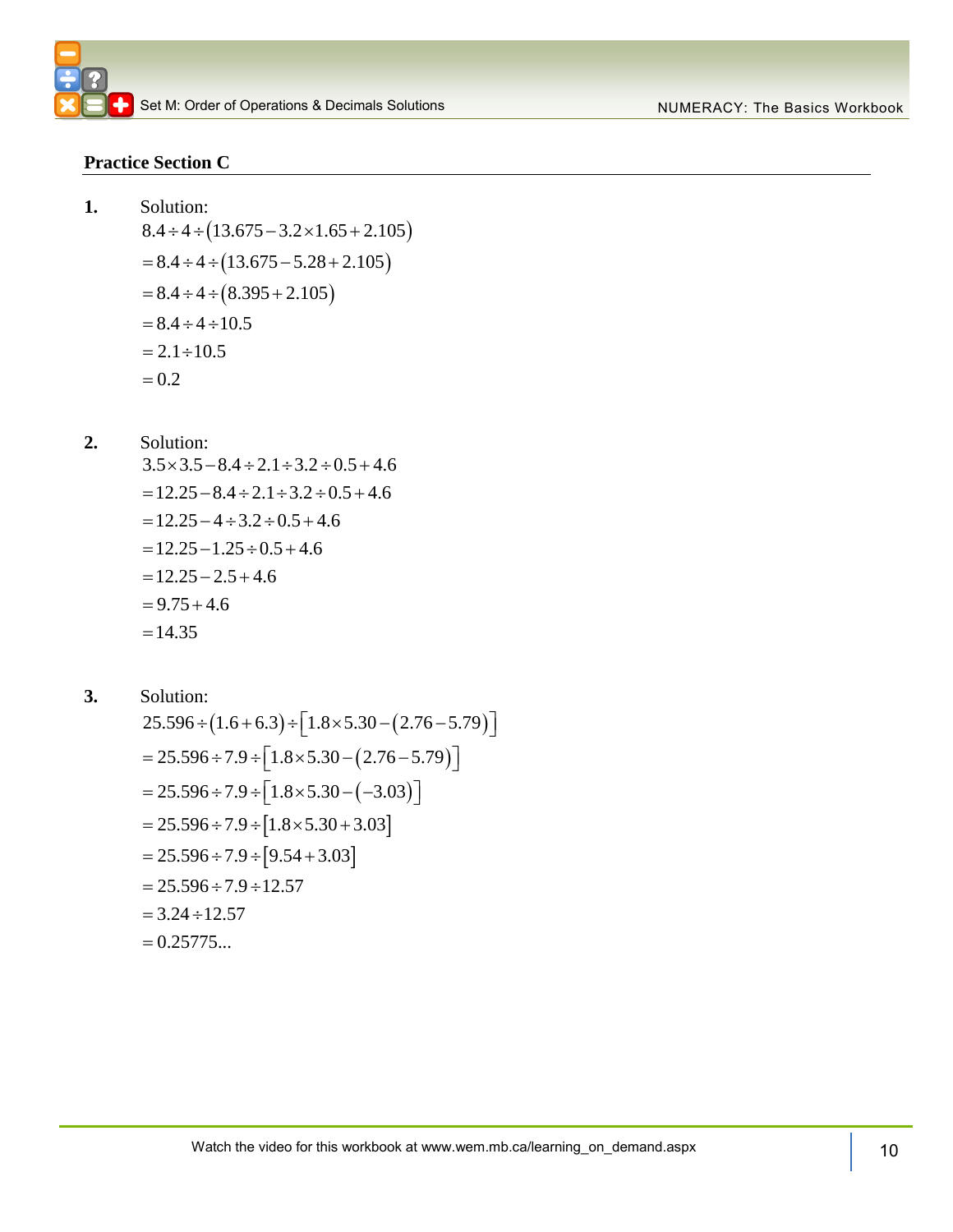## Practice Section C

**1.** Solution:

$$8.4 \div 4 \div (13.675 - 3.2 \times 1.65 + 2.105)$$
$$= 8.4 \div 4 \div (13.675 - 5.28 + 2.105)$$
$$= 8.4 \div 4 \div (8.395 + 2.105)$$
$$= 8.4 \div 4 \div 10.5$$
$$= 2.1 \div 10.5$$
$$= 0.2$$

**2.** Solution:

$$3.5 \times 3.5 - 8.4 \div 2.1 \div 3.2 \div 0.5 + 4.6$$
$$= 12.25 - 8.4 \div 2.1 \div 3.2 \div 0.5 + 4.6$$
$$= 12.25 - 4 \div 3.2 \div 0.5 + 4.6$$
$$= 12.25 - 1.25 \div 0.5 + 4.6$$
$$= 12.25 - 2.5 + 4.6$$
$$= 9.75 + 4.6$$
$$= 14.35$$

**3.** Solution:

$$25.596 \div (1.6 + 6.3) \div [1.8 \times 5.30 - (2.76 - 5.79)]$$
$$= 25.596 \div 7.9 \div [1.8 \times 5.30 - (2.76 - 5.79)]$$
$$= 25.596 \div 7.9 \div [1.8 \times 5.30 - (-3.03)]$$
$$= 25.596 \div 7.9 \div [1.8 \times 5.30 + 3.03]$$
$$= 25.596 \div 7.9 \div [9.54 + 3.03]$$
$$= 25.596 \div 7.9 \div 12.57$$
$$= 3.24 \div 12.57$$
$$= 0.25775...$$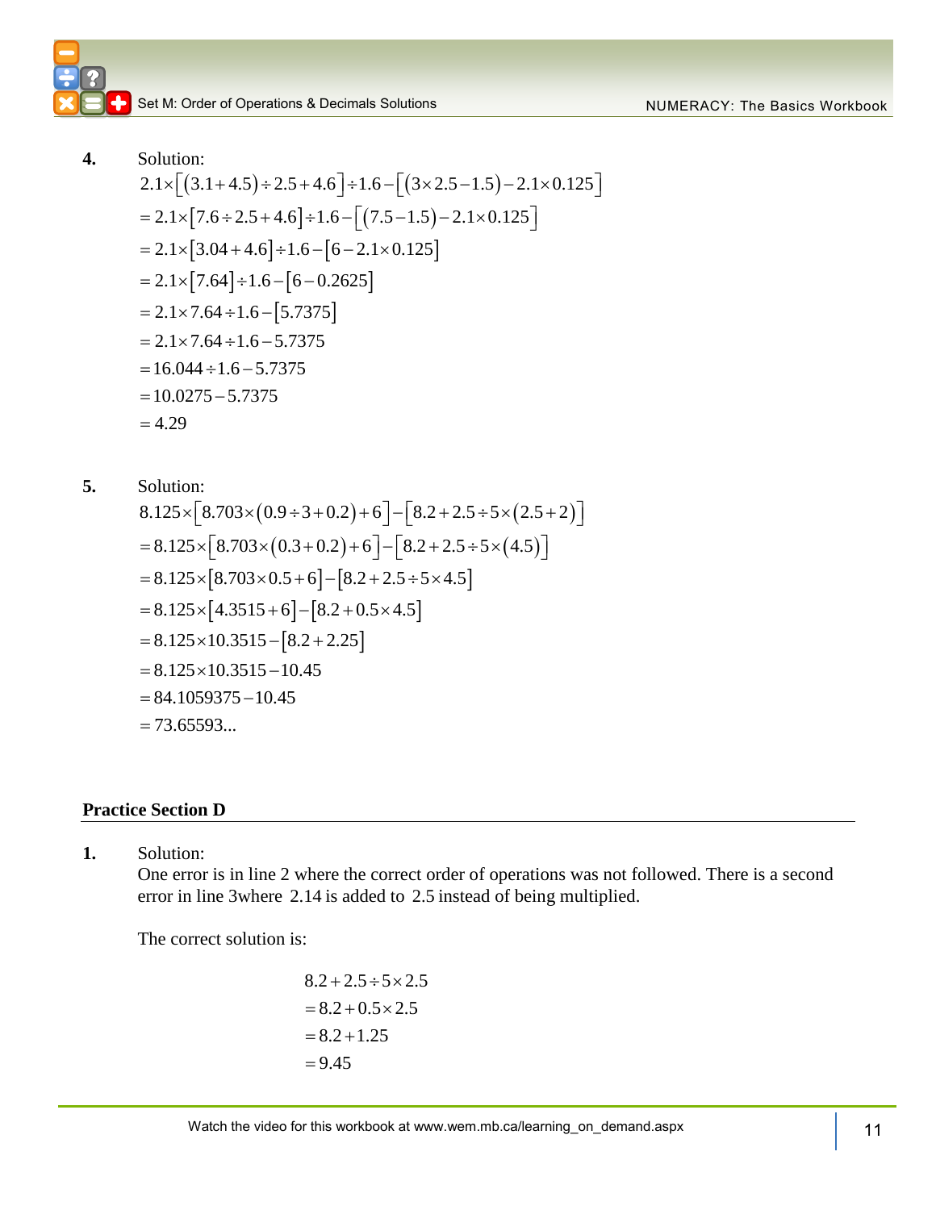**4.** Solution:

$$
\begin{aligned}
&2.1\times\left[(3.1+4.5)\div 2.5+4.6\right]\div 1.6-\left[(3\times 2.5-1.5)-2.1\times 0.125\right]\\
&=2.1\times\left[7.6\div 2.5+4.6\right]\div 1.6-\left[(7.5-1.5)-2.1\times 0.125\right]\\
&=2.1\times\left[3.04+4.6\right]\div 1.6-\left[6-2.1\times 0.125\right]\\
&=2.1\times\left[7.64\right]\div 1.6-\left[6-0.2625\right]\\
&=2.1\times 7.64\div 1.6-\left[5.7375\right]\\
&=2.1\times 7.64\div 1.6-5.7375\\
&=16.044\div 1.6-5.7375\\
&=10.0275-5.7375\\
&=4.29
\end{aligned}
$$

**5.** Solution:

$$
\begin{aligned}
&8.125\times\left[8.703\times(0.9\div 3+0.2)+6\right]-\left[8.2+2.5\div 5\times(2.5+2)\right]\\
&=8.125\times\left[8.703\times(0.3+0.2)+6\right]-\left[8.2+2.5\div 5\times(4.5)\right]\\
&=8.125\times\left[8.703\times 0.5+6\right]-\left[8.2+2.5\div 5\times 4.5\right]\\
&=8.125\times\left[4.3515+6\right]-\left[8.2+0.5\times 4.5\right]\\
&=8.125\times 10.3515-\left[8.2+2.25\right]\\
&=8.125\times 10.3515-10.45\\
&=84.1059375-10.45\\
&=73.65593...
\end{aligned}
$$

## Practice Section D

**1.** Solution:

One error is in line 2 where the correct order of operations was not followed. There is a second error in line 3where 2.14 is added to 2.5 instead of being multiplied.

The correct solution is:

$$
\begin{aligned}
&8.2+2.5\div 5\times 2.5\\
&=8.2+0.5\times 2.5\\
&=8.2+1.25\\
&=9.45
\end{aligned}
$$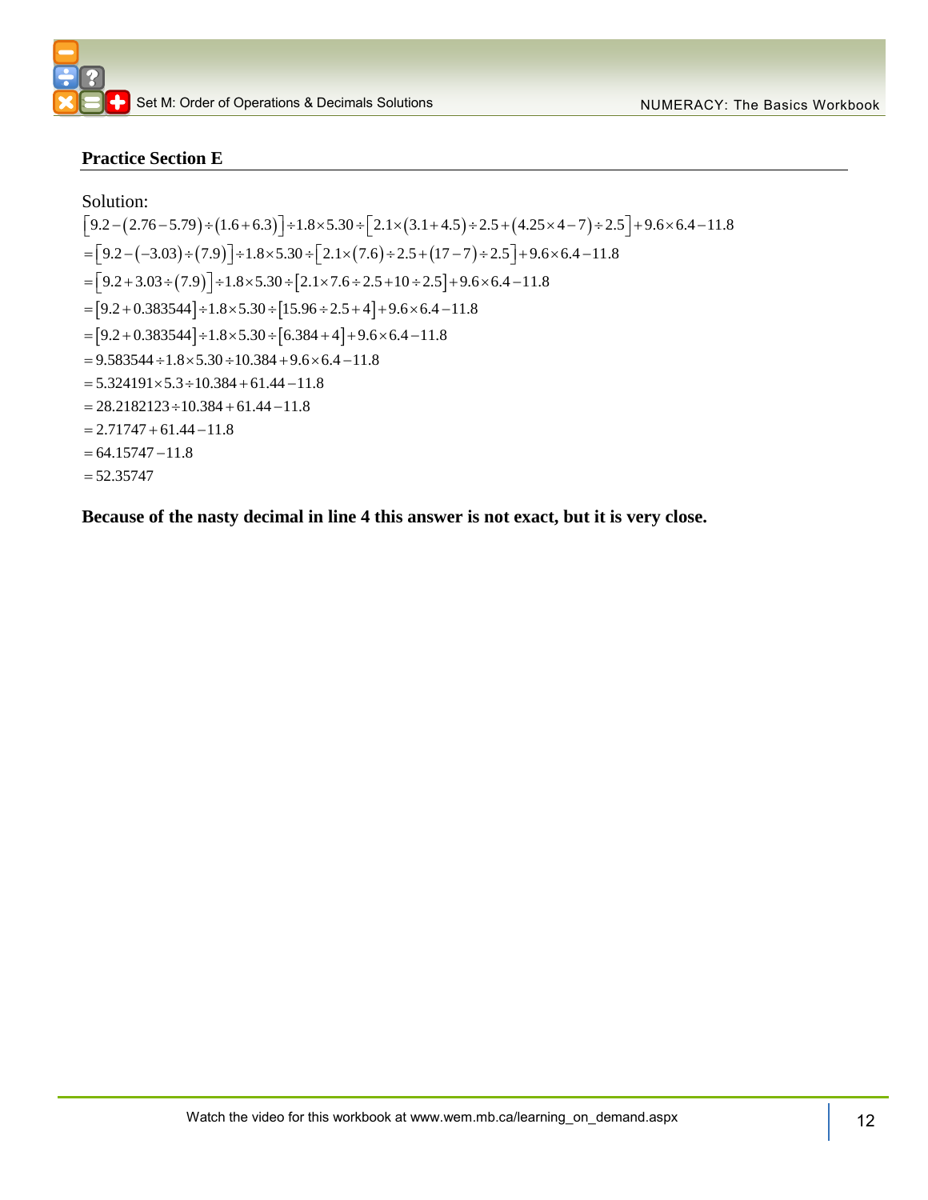## Practice Section E

Solution:

$$\left[9.2-(2.76-5.79)\div(1.6+6.3)\right]\div1.8\times5.30\div\left[2.1\times(3.1+4.5)\div2.5+(4.25\times4-7)\div2.5\right]+9.6\times6.4-11.8$$

$$=\left[9.2-(-3.03)\div(7.9)\right]\div1.8\times5.30\div\left[2.1\times(7.6)\div2.5+(17-7)\div2.5\right]+9.6\times6.4-11.8$$

$$=\left[9.2+3.03\div(7.9)\right]\div1.8\times5.30\div\left[2.1\times7.6\div2.5+10\div2.5\right]+9.6\times6.4-11.8$$

$$=\left[9.2+0.383544\right]\div1.8\times5.30\div\left[15.96\div2.5+4\right]+9.6\times6.4-11.8$$

$$=\left[9.2+0.383544\right]\div1.8\times5.30\div\left[6.384+4\right]+9.6\times6.4-11.8$$

$$=9.583544\div1.8\times5.30\div10.384+9.6\times6.4-11.8$$

$$=5.324191\times5.3\div10.384+61.44-11.8$$

$$=28.2182123\div10.384+61.44-11.8$$

$$=2.71747+61.44-11.8$$

$$=64.15747-11.8$$

$$=52.35747$$

**Because of the nasty decimal in line 4 this answer is not exact, but it is very close.**